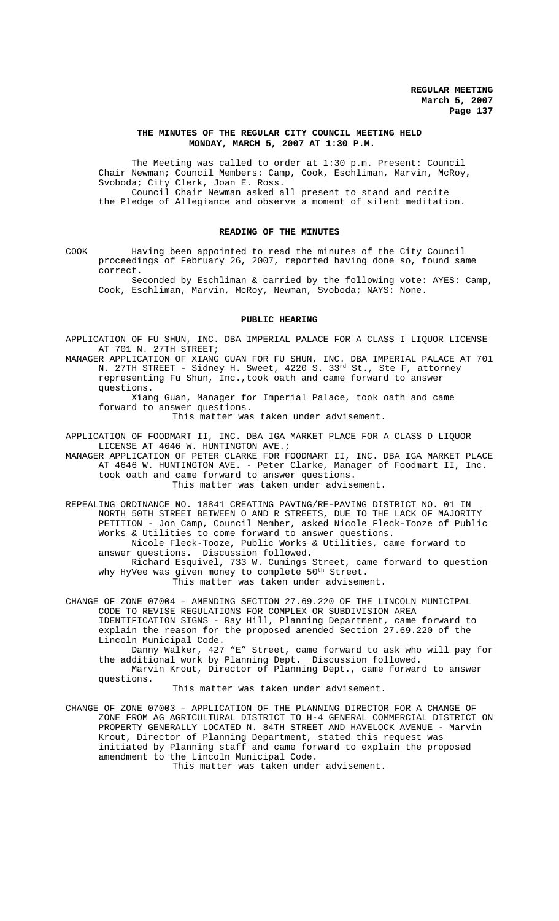# THE MINUTES OF THE REGULAR CITY COUNCIL MEETING HELD MONDAY, MARCH 5, 2007 AT 1:30 P.M.

The Meeting was called to order at 1:30 p.m. Present: Council Chair Newman; Council Members: Camp, Cook, Eschliman, Marvin, McRoy, Svoboda; City Clerk, Joan E. Ross.

Council Chair Newman asked all present to stand and recite the Pledge of Allegiance and observe a moment of silent meditation.

## READING OF THE MINUTES

COOK Having been appointed to read the minutes of the City Council proceedings of February 26, 2007, reported having done so, found same correct.

Seconded by Eschliman & carried by the following vote: AYES: Camp, Cook, Eschliman, Marvin, McRoy, Newman, Svoboda; NAYS: None.

## PUBLIC HEARING

APPLICATION OF FU SHUN, INC. DBA IMPERIAL PALACE FOR A CLASS I LIQUOR LICENSE AT 701 N. 27TH STREET;

MANAGER APPLICATION OF XIANG GUAN FOR FU SHUN, INC. DBA IMPERIAL PALACE AT 701 N. 27TH STREET - Sidney H. Sweet, 4220 S. 33rd St., Ste F, attorney representing Fu Shun, Inc.,took oath and came forward to answer questions.

Xiang Guan, Manager for Imperial Palace, took oath and came forward to answer questions.

This matter was taken under advisement.

APPLICATION OF FOODMART II, INC. DBA IGA MARKET PLACE FOR A CLASS D LIQUOR LICENSE AT 4646 W. HUNTINGTON AVE.;

MANAGER APPLICATION OF PETER CLARKE FOR FOODMART II, INC. DBA IGA MARKET PLACE AT 4646 W. HUNTINGTON AVE. - Peter Clarke, Manager of Foodmart II, Inc. took oath and came forward to answer questions.

This matter was taken under advisement.

REPEALING ORDINANCE NO. 18841 CREATING PAVING/RE-PAVING DISTRICT NO. 01 IN NORTH 50TH STREET BETWEEN O AND R STREETS, DUE TO THE LACK OF MAJORITY PETITION - Jon Camp, Council Member, asked Nicole Fleck-Tooze of Public Works & Utilities to come forward to answer questions.

Nicole Fleck-Tooze, Public Works & Utilities, came forward to answer questions. Discussion followed.

Richard Esquivel, 733 W. Cumings Street, came forward to question why HyVee was given money to complete 50th Street.

This matter was taken under advisement.

CHANGE OF ZONE 07004 – AMENDING SECTION 27.69.220 OF THE LINCOLN MUNICIPAL CODE TO REVISE REGULATIONS FOR COMPLEX OR SUBDIVISION AREA IDENTIFICATION SIGNS - Ray Hill, Planning Department, came forward to explain the reason for the proposed amended Section 27.69.220 of the Lincoln Municipal Code.

Danny Walker, 427 "E" Street, came forward to ask who will pay for the additional work by Planning Dept. Discussion followed.

Marvin Krout, Director of Planning Dept., came forward to answer questions.

This matter was taken under advisement.

CHANGE OF ZONE 07003 – APPLICATION OF THE PLANNING DIRECTOR FOR A CHANGE OF ZONE FROM AG AGRICULTURAL DISTRICT TO H-4 GENERAL COMMERCIAL DISTRICT ON PROPERTY GENERALLY LOCATED N. 84TH STREET AND HAVELOCK AVENUE - Marvin Krout, Director of Planning Department, stated this request was initiated by Planning staff and came forward to explain the proposed amendment to the Lincoln Municipal Code.

This matter was taken under advisement.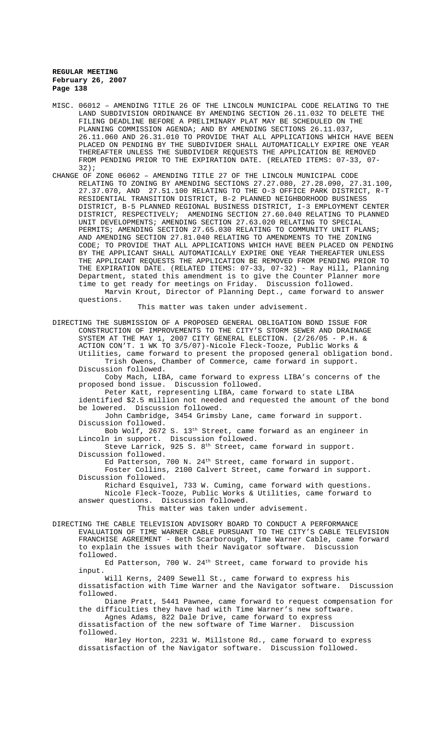MISC. 06012 – AMENDING TITLE 26 OF THE LINCOLN MUNICIPAL CODE RELATING TO THE LAND SUBDIVISION ORDINANCE BY AMENDING SECTION 26.11.032 TO DELETE THE FILING DEADLINE BEFORE A PRELIMINARY PLAT MAY BE SCHEDULED ON THE PLANNING COMMISSION AGENDA; AND BY AMENDING SECTIONS 26.11.037, 26.11.060 AND 26.31.010 TO PROVIDE THAT ALL APPLICATIONS WHICH HAVE BEEN PLACED ON PENDING BY THE SUBDIVIDER SHALL AUTOMATICALLY EXPIRE ONE YEAR THEREAFTER UNLESS THE SUBDIVIDER REQUESTS THE APPLICATION BE REMOVED FROM PENDING PRIOR TO THE EXPIRATION DATE. (RELATED ITEMS: 07-33, 07-32);

CHANGE OF ZONE 06062 – AMENDING TITLE 27 OF THE LINCOLN MUNICIPAL CODE RELATING TO ZONING BY AMENDING SECTIONS 27.27.080, 27.28.090, 27.31.100, 27.37.070, AND 27.51.100 RELATING TO THE O-3 OFFICE PARK DISTRICT, R-T RESIDENTIAL TRANSITION DISTRICT, B-2 PLANNED NEIGHBORHOOD BUSINESS DISTRICT, B-5 PLANNED REGIONAL BUSINESS DISTRICT, I-3 EMPLOYMENT CENTER DISTRICT, RESPECTIVELY; AMENDING SECTION 27.60.040 RELATING TO PLANNED UNIT DEVELOPMENTS; AMENDING SECTION 27.63.020 RELATING TO SPECIAL PERMITS; AMENDING SECTION 27.65.030 RELATING TO COMMUNITY UNIT PLANS; AND AMENDING SECTION 27.81.040 RELATING TO AMENDMENTS TO THE ZONING CODE; TO PROVIDE THAT ALL APPLICATIONS WHICH HAVE BEEN PLACED ON PENDING BY THE APPLICANT SHALL AUTOMATICALLY EXPIRE ONE YEAR THEREAFTER UNLESS THE APPLICANT REQUESTS THE APPLICATION BE REMOVED FROM PENDING PRIOR TO THE EXPIRATION DATE. (RELATED ITEMS: 07-33, 07-32) - Ray Hill, Planning Department, stated this amendment is to give the Counter Planner more time to get ready for meetings on Friday. Discussion followed.

Marvin Krout, Director of Planning Dept., came forward to answer questions.

This matter was taken under advisement.

DIRECTING THE SUBMISSION OF A PROPOSED GENERAL OBLIGATION BOND ISSUE FOR CONSTRUCTION OF IMPROVEMENTS TO THE CITY'S STORM SEWER AND DRAINAGE SYSTEM AT THE MAY 1, 2007 CITY GENERAL ELECTION. (2/26/05 - P.H. & ACTION CON'T. 1 WK TO 3/5/07)-Nicole Fleck-Tooze, Public Works & Utilities, came forward to present the proposed general obligation bond.

Trish Owens, Chamber of Commerce, came forward in support. Discussion followed.

Coby Mach, LIBA, came forward to express LIBA's concerns of the proposed bond issue. Discussion followed.

Peter Katt, representing LIBA, came forward to state LIBA identified $2.5 million not needed and requested the amount of the bond be lowered. Discussion followed.

John Cambridge, 3454 Grimsby Lane, came forward in support. Discussion followed.

Bob Wolf, 2672 S. 13th Street, came forward as an engineer in Lincoln in support. Discussion followed.

Steve Larrick, 925 S. 8th Street, came forward in support. Discussion followed.

Ed Patterson, 700 N. 24th Street, came forward in support.

Foster Collins, 2100 Calvert Street, came forward in support. Discussion followed.

Richard Esquivel, 733 W. Cuming, came forward with questions.

Nicole Fleck-Tooze, Public Works & Utilities, came forward to answer questions. Discussion followed.

This matter was taken under advisement.

DIRECTING THE CABLE TELEVISION ADVISORY BOARD TO CONDUCT A PERFORMANCE EVALUATION OF TIME WARNER CABLE PURSUANT TO THE CITY'S CABLE TELEVISION FRANCHISE AGREEMENT - Beth Scarborough, Time Warner Cable, came forward to explain the issues with their Navigator software. Discussion followed.

Ed Patterson, 700 W. 24th Street, came forward to provide his input.

Will Kerns, 2409 Sewell St., came forward to express his dissatisfaction with Time Warner and the Navigator software. Discussion followed.

Diane Pratt, 5441 Pawnee, came forward to request compensation for the difficulties they have had with Time Warner's new software.

Agnes Adams, 822 Dale Drive, came forward to express dissatisfaction of the new software of Time Warner. Discussion followed.

Harley Horton, 2231 W. Millstone Rd., came forward to express dissatisfaction of the Navigator software. Discussion followed.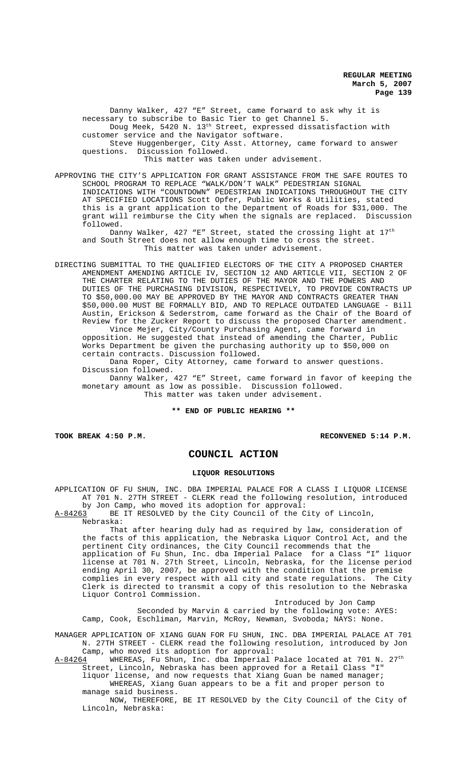Danny Walker, 427 "E" Street, came forward to ask why it is necessary to subscribe to Basic Tier to get Channel 5.

Doug Meek, 5420 N. 13th Street, expressed dissatisfaction with customer service and the Navigator software.

Steve Huggenberger, City Asst. Attorney, came forward to answer questions. Discussion followed.

This matter was taken under advisement.

APPROVING THE CITY'S APPLICATION FOR GRANT ASSISTANCE FROM THE SAFE ROUTES TO SCHOOL PROGRAM TO REPLACE "WALK/DON'T WALK" PEDESTRIAN SIGNAL INDICATIONS WITH "COUNTDOWN" PEDESTRIAN INDICATIONS THROUGHOUT THE CITY AT SPECIFIED LOCATIONS Scott Opfer, Public Works & Utilities, stated this is a grant application to the Department of Roads for $31,000. The grant will reimburse the City when the signals are replaced. Discussion followed.

Danny Walker, 427 "E" Street, stated the crossing light at 17th and South Street does not allow enough time to cross the street.

This matter was taken under advisement.

DIRECTING SUBMITTAL TO THE QUALIFIED ELECTORS OF THE CITY A PROPOSED CHARTER AMENDMENT AMENDING ARTICLE IV, SECTION 12 AND ARTICLE VII, SECTION 2 OF THE CHARTER RELATING TO THE DUTIES OF THE MAYOR AND THE POWERS AND DUTIES OF THE PURCHASING DIVISION, RESPECTIVELY, TO PROVIDE CONTRACTS UP TO $50,000.00 MAY BE APPROVED BY THE MAYOR AND CONTRACTS GREATER THAN $50,000.00 MUST BE FORMALLY BID, AND TO REPLACE OUTDATED LANGUAGE - Bill Austin, Erickson & Sederstrom, came forward as the Chair of the Board of Review for the Zucker Report to discuss the proposed Charter amendment.

Vince Mejer, City/County Purchasing Agent, came forward in opposition. He suggested that instead of amending the Charter, Public Works Department be given the purchasing authority up to $50,000 on certain contracts. Discussion followed.

Dana Roper, City Attorney, came forward to answer questions. Discussion followed.

Danny Walker, 427 "E" Street, came forward in favor of keeping the monetary amount as low as possible. Discussion followed.

This matter was taken under advisement.

**\*\* END OF PUBLIC HEARING \*\***

**TOOK BREAK 4:50 P.M.** **RECONVENED 5:14 P.M.**

## COUNCIL ACTION

### LIQUOR RESOLUTIONS

APPLICATION OF FU SHUN, INC. DBA IMPERIAL PALACE FOR A CLASS I LIQUOR LICENSE AT 701 N. 27TH STREET - CLERK read the following resolution, introduced by Jon Camp, who moved its adoption for approval:

A-84263 BE IT RESOLVED by the City Council of the City of Lincoln, Nebraska:

That after hearing duly had as required by law, consideration of the facts of this application, the Nebraska Liquor Control Act, and the pertinent City ordinances, the City Council recommends that the application of Fu Shun, Inc. dba Imperial Palace for a Class "I" liquor license at 701 N. 27th Street, Lincoln, Nebraska, for the license period ending April 30, 2007, be approved with the condition that the premise complies in every respect with all city and state regulations. The City Clerk is directed to transmit a copy of this resolution to the Nebraska Liquor Control Commission.

Introduced by Jon Camp

Seconded by Marvin & carried by the following vote: AYES: Camp, Cook, Eschliman, Marvin, McRoy, Newman, Svoboda; NAYS: None.

MANAGER APPLICATION OF XIANG GUAN FOR FU SHUN, INC. DBA IMPERIAL PALACE AT 701 N. 27TH STREET - CLERK read the following resolution, introduced by Jon Camp, who moved its adoption for approval:

A-84264 WHEREAS, Fu Shun, Inc. dba Imperial Palace located at 701 N. 27th Street, Lincoln, Nebraska has been approved for a Retail Class "I" liquor license, and now requests that Xiang Guan be named manager;

WHEREAS, Xiang Guan appears to be a fit and proper person to manage said business.

NOW, THEREFORE, BE IT RESOLVED by the City Council of the City of Lincoln, Nebraska: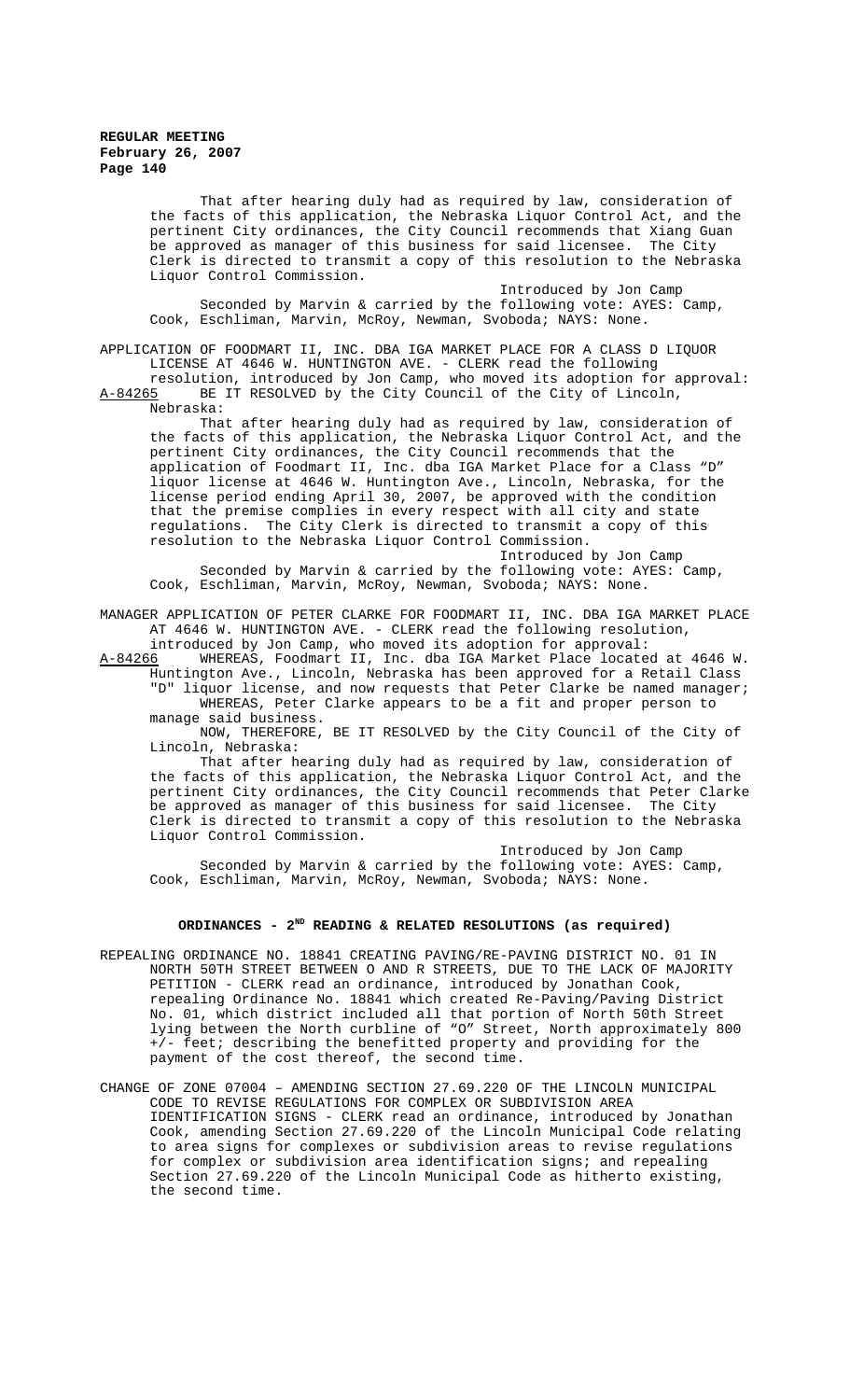That after hearing duly had as required by law, consideration of the facts of this application, the Nebraska Liquor Control Act, and the pertinent City ordinances, the City Council recommends that Xiang Guan be approved as manager of this business for said licensee. The City Clerk is directed to transmit a copy of this resolution to the Nebraska Liquor Control Commission.

Introduced by Jon Camp

Seconded by Marvin & carried by the following vote: AYES: Camp, Cook, Eschliman, Marvin, McRoy, Newman, Svoboda; NAYS: None.

APPLICATION OF FOODMART II, INC. DBA IGA MARKET PLACE FOR A CLASS D LIQUOR LICENSE AT 4646 W. HUNTINGTON AVE. - CLERK read the following resolution, introduced by Jon Camp, who moved its adoption for approval:

A-84265 BE IT RESOLVED by the City Council of the City of Lincoln, Nebraska:

That after hearing duly had as required by law, consideration of the facts of this application, the Nebraska Liquor Control Act, and the pertinent City ordinances, the City Council recommends that the application of Foodmart II, Inc. dba IGA Market Place for a Class "D" liquor license at 4646 W. Huntington Ave., Lincoln, Nebraska, for the license period ending April 30, 2007, be approved with the condition that the premise complies in every respect with all city and state regulations. The City Clerk is directed to transmit a copy of this resolution to the Nebraska Liquor Control Commission.

Introduced by Jon Camp

Seconded by Marvin & carried by the following vote: AYES: Camp, Cook, Eschliman, Marvin, McRoy, Newman, Svoboda; NAYS: None.

MANAGER APPLICATION OF PETER CLARKE FOR FOODMART II, INC. DBA IGA MARKET PLACE AT 4646 W. HUNTINGTON AVE. - CLERK read the following resolution, introduced by Jon Camp, who moved its adoption for approval:

A-84266 WHEREAS, Foodmart II, Inc. dba IGA Market Place located at 4646 W. Huntington Ave., Lincoln, Nebraska has been approved for a Retail Class "D" liquor license, and now requests that Peter Clarke be named manager;

WHEREAS, Peter Clarke appears to be a fit and proper person to manage said business.

NOW, THEREFORE, BE IT RESOLVED by the City Council of the City of Lincoln, Nebraska:

That after hearing duly had as required by law, consideration of the facts of this application, the Nebraska Liquor Control Act, and the pertinent City ordinances, the City Council recommends that Peter Clarke be approved as manager of this business for said licensee. The City Clerk is directed to transmit a copy of this resolution to the Nebraska Liquor Control Commission.

Introduced by Jon Camp

Seconded by Marvin & carried by the following vote: AYES: Camp, Cook, Eschliman, Marvin, McRoy, Newman, Svoboda; NAYS: None.

## ORDINANCES - 2ND READING & RELATED RESOLUTIONS (as required)

REPEALING ORDINANCE NO. 18841 CREATING PAVING/RE-PAVING DISTRICT NO. 01 IN NORTH 50TH STREET BETWEEN O AND R STREETS, DUE TO THE LACK OF MAJORITY PETITION - CLERK read an ordinance, introduced by Jonathan Cook, repealing Ordinance No. 18841 which created Re-Paving/Paving District No. 01, which district included all that portion of North 50th Street lying between the North curbline of "O" Street, North approximately 800 +/- feet; describing the benefitted property and providing for the payment of the cost thereof, the second time.

CHANGE OF ZONE 07004 – AMENDING SECTION 27.69.220 OF THE LINCOLN MUNICIPAL CODE TO REVISE REGULATIONS FOR COMPLEX OR SUBDIVISION AREA IDENTIFICATION SIGNS - CLERK read an ordinance, introduced by Jonathan Cook, amending Section 27.69.220 of the Lincoln Municipal Code relating to area signs for complexes or subdivision areas to revise regulations for complex or subdivision area identification signs; and repealing Section 27.69.220 of the Lincoln Municipal Code as hitherto existing, the second time.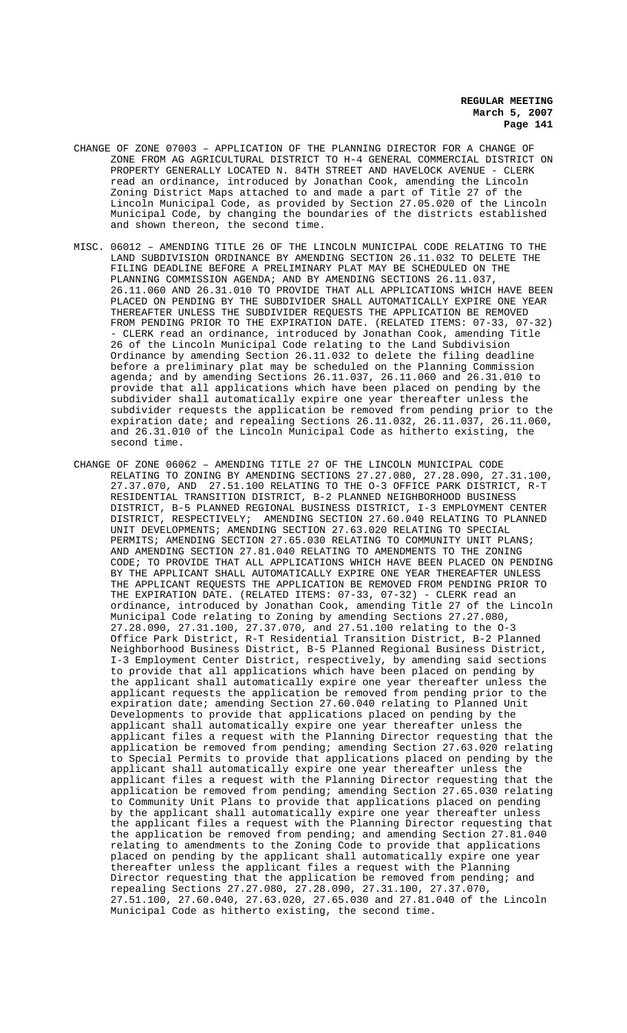CHANGE OF ZONE 07003 – APPLICATION OF THE PLANNING DIRECTOR FOR A CHANGE OF ZONE FROM AG AGRICULTURAL DISTRICT TO H-4 GENERAL COMMERCIAL DISTRICT ON PROPERTY GENERALLY LOCATED N. 84TH STREET AND HAVELOCK AVENUE - CLERK read an ordinance, introduced by Jonathan Cook, amending the Lincoln Zoning District Maps attached to and made a part of Title 27 of the Lincoln Municipal Code, as provided by Section 27.05.020 of the Lincoln Municipal Code, by changing the boundaries of the districts established and shown thereon, the second time.

MISC. 06012 – AMENDING TITLE 26 OF THE LINCOLN MUNICIPAL CODE RELATING TO THE LAND SUBDIVISION ORDINANCE BY AMENDING SECTION 26.11.032 TO DELETE THE FILING DEADLINE BEFORE A PRELIMINARY PLAT MAY BE SCHEDULED ON THE PLANNING COMMISSION AGENDA; AND BY AMENDING SECTIONS 26.11.037, 26.11.060 AND 26.31.010 TO PROVIDE THAT ALL APPLICATIONS WHICH HAVE BEEN PLACED ON PENDING BY THE SUBDIVIDER SHALL AUTOMATICALLY EXPIRE ONE YEAR THEREAFTER UNLESS THE SUBDIVIDER REQUESTS THE APPLICATION BE REMOVED FROM PENDING PRIOR TO THE EXPIRATION DATE. (RELATED ITEMS: 07-33, 07-32) - CLERK read an ordinance, introduced by Jonathan Cook, amending Title 26 of the Lincoln Municipal Code relating to the Land Subdivision Ordinance by amending Section 26.11.032 to delete the filing deadline before a preliminary plat may be scheduled on the Planning Commission agenda; and by amending Sections 26.11.037, 26.11.060 and 26.31.010 to provide that all applications which have been placed on pending by the subdivider shall automatically expire one year thereafter unless the subdivider requests the application be removed from pending prior to the expiration date; and repealing Sections 26.11.032, 26.11.037, 26.11.060, and 26.31.010 of the Lincoln Municipal Code as hitherto existing, the second time.

CHANGE OF ZONE 06062 – AMENDING TITLE 27 OF THE LINCOLN MUNICIPAL CODE RELATING TO ZONING BY AMENDING SECTIONS 27.27.080, 27.28.090, 27.31.100, 27.37.070, AND 27.51.100 RELATING TO THE O-3 OFFICE PARK DISTRICT, R-T RESIDENTIAL TRANSITION DISTRICT, B-2 PLANNED NEIGHBORHOOD BUSINESS DISTRICT, B-5 PLANNED REGIONAL BUSINESS DISTRICT, I-3 EMPLOYMENT CENTER DISTRICT, RESPECTIVELY; AMENDING SECTION 27.60.040 RELATING TO PLANNED UNIT DEVELOPMENTS; AMENDING SECTION 27.63.020 RELATING TO SPECIAL PERMITS; AMENDING SECTION 27.65.030 RELATING TO COMMUNITY UNIT PLANS; AND AMENDING SECTION 27.81.040 RELATING TO AMENDMENTS TO THE ZONING CODE; TO PROVIDE THAT ALL APPLICATIONS WHICH HAVE BEEN PLACED ON PENDING BY THE APPLICANT SHALL AUTOMATICALLY EXPIRE ONE YEAR THEREAFTER UNLESS THE APPLICANT REQUESTS THE APPLICATION BE REMOVED FROM PENDING PRIOR TO THE EXPIRATION DATE. (RELATED ITEMS: 07-33, 07-32) - CLERK read an ordinance, introduced by Jonathan Cook, amending Title 27 of the Lincoln Municipal Code relating to Zoning by amending Sections 27.27.080, 27.28.090, 27.31.100, 27.37.070, and 27.51.100 relating to the O-3 Office Park District, R-T Residential Transition District, B-2 Planned Neighborhood Business District, B-5 Planned Regional Business District, I-3 Employment Center District, respectively, by amending said sections to provide that all applications which have been placed on pending by the applicant shall automatically expire one year thereafter unless the applicant requests the application be removed from pending prior to the expiration date; amending Section 27.60.040 relating to Planned Unit Developments to provide that applications placed on pending by the applicant shall automatically expire one year thereafter unless the applicant files a request with the Planning Director requesting that the application be removed from pending; amending Section 27.63.020 relating to Special Permits to provide that applications placed on pending by the applicant shall automatically expire one year thereafter unless the applicant files a request with the Planning Director requesting that the application be removed from pending; amending Section 27.65.030 relating to Community Unit Plans to provide that applications placed on pending by the applicant shall automatically expire one year thereafter unless the applicant files a request with the Planning Director requesting that the application be removed from pending; and amending Section 27.81.040 relating to amendments to the Zoning Code to provide that applications placed on pending by the applicant shall automatically expire one year thereafter unless the applicant files a request with the Planning Director requesting that the application be removed from pending; and repealing Sections 27.27.080, 27.28.090, 27.31.100, 27.37.070, 27.51.100, 27.60.040, 27.63.020, 27.65.030 and 27.81.040 of the Lincoln Municipal Code as hitherto existing, the second time.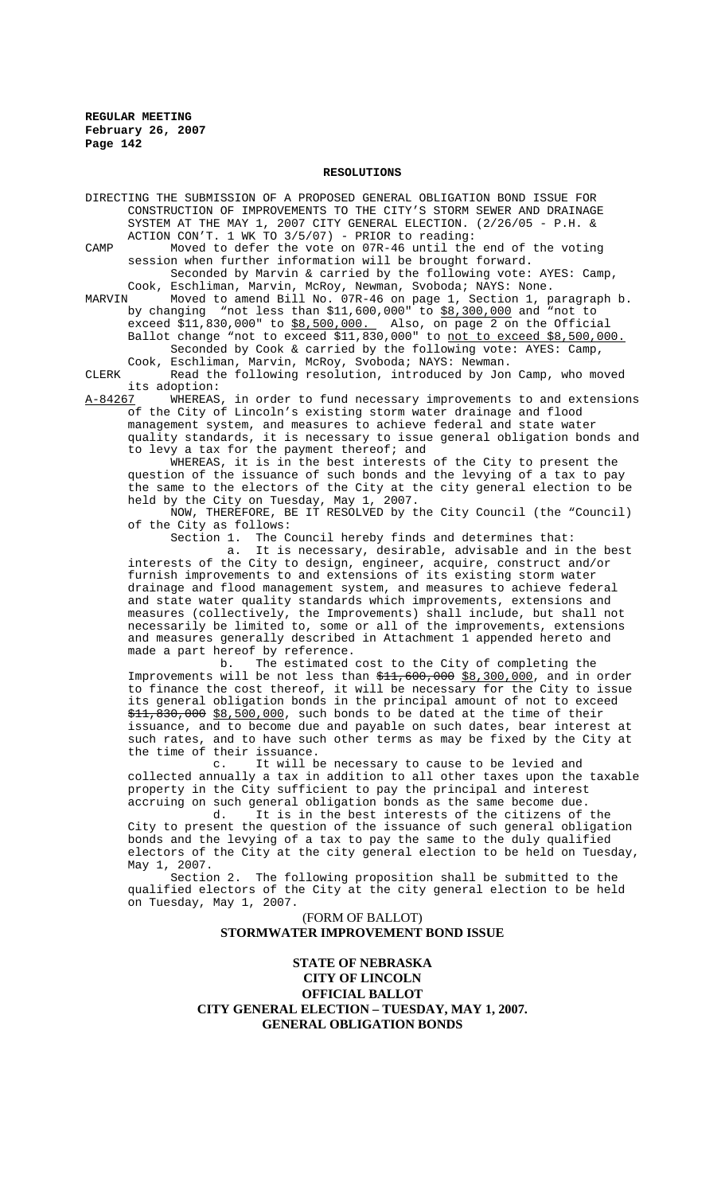## RESOLUTIONS

DIRECTING THE SUBMISSION OF A PROPOSED GENERAL OBLIGATION BOND ISSUE FOR CONSTRUCTION OF IMPROVEMENTS TO THE CITY'S STORM SEWER AND DRAINAGE SYSTEM AT THE MAY 1, 2007 CITY GENERAL ELECTION. (2/26/05 - P.H. & ACTION CON'T. 1 WK TO 3/5/07) - PRIOR to reading:

CAMP Moved to defer the vote on 07R-46 until the end of the voting session when further information will be brought forward.

Seconded by Marvin & carried by the following vote: AYES: Camp, Cook, Eschliman, Marvin, McRoy, Newman, Svoboda; NAYS: None.

MARVIN Moved to amend Bill No. 07R-46 on page 1, Section 1, paragraph b. by changing "not less than $11,600,000" to $8,300,000 and "not to exceed $11,830,000" to $8,500,000. Also, on page 2 on the Official Ballot change "not to exceed $11,830,000" to not to exceed $8,500,000.

Seconded by Cook & carried by the following vote: AYES: Camp, Cook, Eschliman, Marvin, McRoy, Svoboda; NAYS: Newman.

CLERK Read the following resolution, introduced by Jon Camp, who moved its adoption:

A-84267 WHEREAS, in order to fund necessary improvements to and extensions of the City of Lincoln's existing storm water drainage and flood management system, and measures to achieve federal and state water quality standards, it is necessary to issue general obligation bonds and to levy a tax for the payment thereof; and

WHEREAS, it is in the best interests of the City to present the question of the issuance of such bonds and the levying of a tax to pay the same to the electors of the City at the city general election to be held by the City on Tuesday, May 1, 2007.

NOW, THEREFORE, BE IT RESOLVED by the City Council (the "Council) of the City as follows:

Section 1. The Council hereby finds and determines that:

a. It is necessary, desirable, advisable and in the best interests of the City to design, engineer, acquire, construct and/or furnish improvements to and extensions of its existing storm water drainage and flood management system, and measures to achieve federal and state water quality standards which improvements, extensions and measures (collectively, the Improvements) shall include, but shall not necessarily be limited to, some or all of the improvements, extensions and measures generally described in Attachment 1 appended hereto and made a part hereof by reference.

b. The estimated cost to the City of completing the Improvements will be not less than ~~$11,600,000~~ $8,300,000, and in order to finance the cost thereof, it will be necessary for the City to issue its general obligation bonds in the principal amount of not to exceed ~~$11,830,000~~ $8,500,000, such bonds to be dated at the time of their issuance, and to become due and payable on such dates, bear interest at such rates, and to have such other terms as may be fixed by the City at the time of their issuance.

c. It will be necessary to cause to be levied and collected annually a tax in addition to all other taxes upon the taxable property in the City sufficient to pay the principal and interest accruing on such general obligation bonds as the same become due.

d. It is in the best interests of the citizens of the City to present the question of the issuance of such general obligation bonds and the levying of a tax to pay the same to the duly qualified electors of the City at the city general election to be held on Tuesday, May 1, 2007.

Section 2. The following proposition shall be submitted to the qualified electors of the City at the city general election to be held on Tuesday, May 1, 2007.

(FORM OF BALLOT)

**STORMWATER IMPROVEMENT BOND ISSUE**

**STATE OF NEBRASKA**
**CITY OF LINCOLN**
**OFFICIAL BALLOT**
**CITY GENERAL ELECTION – TUESDAY, MAY 1, 2007.**
**GENERAL OBLIGATION BONDS**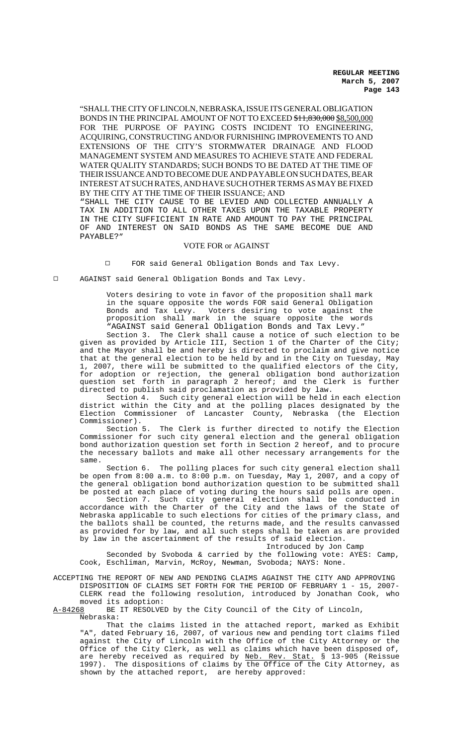"SHALL THE CITY OF LINCOLN, NEBRASKA, ISSUE ITS GENERAL OBLIGATION BONDS IN THE PRINCIPAL AMOUNT OF NOT TO EXCEED ~~$11,830,000~~ $8,500,000 FOR THE PURPOSE OF PAYING COSTS INCIDENT TO ENGINEERING, ACQUIRING, CONSTRUCTING AND/OR FURNISHING IMPROVEMENTS TO AND EXTENSIONS OF THE CITY'S STORMWATER DRAINAGE AND FLOOD MANAGEMENT SYSTEM AND MEASURES TO ACHIEVE STATE AND FEDERAL WATER QUALITY STANDARDS; SUCH BONDS TO BE DATED AT THE TIME OF THEIR ISSUANCE AND TO BECOME DUE AND PAYABLE ON SUCH DATES, BEAR INTEREST AT SUCH RATES, AND HAVE SUCH OTHER TERMS AS MAY BE FIXED BY THE CITY AT THE TIME OF THEIR ISSUANCE; AND

"SHALL THE CITY CAUSE TO BE LEVIED AND COLLECTED ANNUALLY A TAX IN ADDITION TO ALL OTHER TAXES UPON THE TAXABLE PROPERTY IN THE CITY SUFFICIENT IN RATE AND AMOUNT TO PAY THE PRINCIPAL OF AND INTEREST ON SAID BONDS AS THE SAME BECOME DUE AND PAYABLE?"

VOTE FOR or AGAINST

□ FOR said General Obligation Bonds and Tax Levy.

□ AGAINST said General Obligation Bonds and Tax Levy.

Voters desiring to vote in favor of the proposition shall mark in the square opposite the words FOR said General Obligation Bonds and Tax Levy. Voters desiring to vote against the proposition shall mark in the square opposite the words "AGAINST said General Obligation Bonds and Tax Levy."

Section 3. The Clerk shall cause a notice of such election to be given as provided by Article III, Section 1 of the Charter of the City; and the Mayor shall be and hereby is directed to proclaim and give notice that at the general election to be held by and in the City on Tuesday, May 1, 2007, there will be submitted to the qualified electors of the City, for adoption or rejection, the general obligation bond authorization question set forth in paragraph 2 hereof; and the Clerk is further directed to publish said proclamation as provided by law.

Section 4. Such city general election will be held in each election district within the City and at the polling places designated by the Election Commissioner of Lancaster County, Nebraska (the Election Commissioner).

Section 5. The Clerk is further directed to notify the Election Commissioner for such city general election and the general obligation bond authorization question set forth in Section 2 hereof, and to procure the necessary ballots and make all other necessary arrangements for the same.

Section 6. The polling places for such city general election shall be open from 8:00 a.m. to 8:00 p.m. on Tuesday, May 1, 2007, and a copy of the general obligation bond authorization question to be submitted shall be posted at each place of voting during the hours said polls are open.

Section 7. Such city general election shall be conducted in accordance with the Charter of the City and the laws of the State of Nebraska applicable to such elections for cities of the primary class, and the ballots shall be counted, the returns made, and the results canvassed as provided for by law, and all such steps shall be taken as are provided by law in the ascertainment of the results of said election.

Introduced by Jon Camp

Seconded by Svoboda & carried by the following vote: AYES: Camp, Cook, Eschliman, Marvin, McRoy, Newman, Svoboda; NAYS: None.

ACCEPTING THE REPORT OF NEW AND PENDING CLAIMS AGAINST THE CITY AND APPROVING DISPOSITION OF CLAIMS SET FORTH FOR THE PERIOD OF FEBRUARY 1 - 15, 2007- CLERK read the following resolution, introduced by Jonathan Cook, who moved its adoption:

<u>A-84268</u> BE IT RESOLVED by the City Council of the City of Lincoln, Nebraska:

That the claims listed in the attached report, marked as Exhibit "A", dated February 16, 2007, of various new and pending tort claims filed against the City of Lincoln with the Office of the City Attorney or the Office of the City Clerk, as well as claims which have been disposed of, are hereby received as required by <u>Neb. Rev. Stat.</u> § 13-905 (Reissue 1997). The dispositions of claims by the Office of the City Attorney, as shown by the attached report, are hereby approved: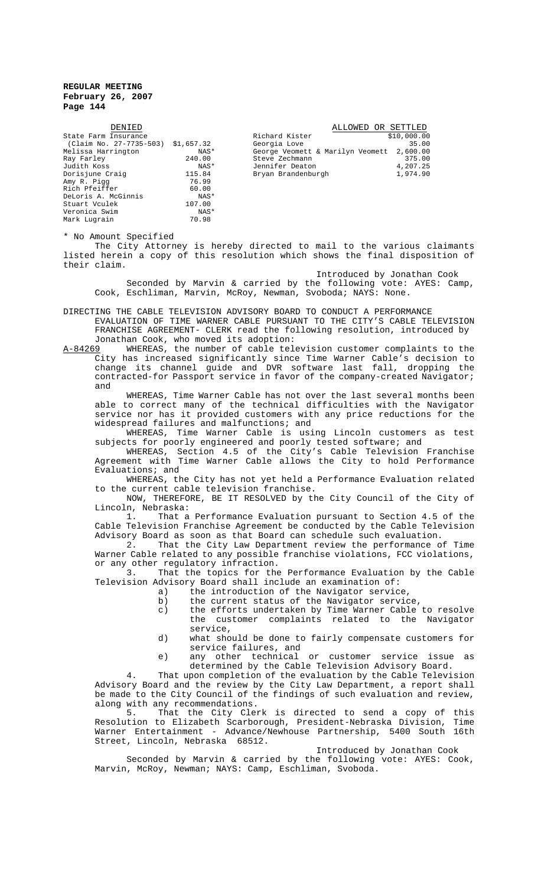| DENIED | | ALLOWED OR SETTLED | |
|---|---|---|---|
| State Farm Insurance (Claim No. 27-7735-503) | $1,657.32 | Richard Kister | $10,000.00 |
| Melissa Harrington | NAS* | Georgia Love | 35.00 |
| Ray Farley | 240.00 | George Veomett & Marilyn Veomett | 2,600.00 |
| Judith Koss | NAS* | Steve Zechmann | 375.00 |
| Dorisjune Craig | 115.84 | Jennifer Deaton | 4,207.25 |
| Amy R. Pigg | 76.99 | Bryan Brandenburgh | 1,974.90 |
| Rich Pfeiffer | 60.00 | | |
| DeLoris A. McGinnis | NAS* | | |
| Stuart Vculek | 107.00 | | |
| Veronica Swim | NAS* | | |
| Mark Lugrain | 70.98 | | |

* No Amount Specified

The City Attorney is hereby directed to mail to the various claimants listed herein a copy of this resolution which shows the final disposition of their claim.

Introduced by Jonathan Cook

Seconded by Marvin & carried by the following vote: AYES: Camp, Cook, Eschliman, Marvin, McRoy, Newman, Svoboda; NAYS: None.

DIRECTING THE CABLE TELEVISION ADVISORY BOARD TO CONDUCT A PERFORMANCE EVALUATION OF TIME WARNER CABLE PURSUANT TO THE CITY'S CABLE TELEVISION FRANCHISE AGREEMENT- CLERK read the following resolution, introduced by Jonathan Cook, who moved its adoption:

A-84269 WHEREAS, the number of cable television customer complaints to the City has increased significantly since Time Warner Cable's decision to change its channel guide and DVR software last fall, dropping the contracted-for Passport service in favor of the company-created Navigator; and

WHEREAS, Time Warner Cable has not over the last several months been able to correct many of the technical difficulties with the Navigator service nor has it provided customers with any price reductions for the widespread failures and malfunctions; and

WHEREAS, Time Warner Cable is using Lincoln customers as test subjects for poorly engineered and poorly tested software; and

WHEREAS, Section 4.5 of the City's Cable Television Franchise Agreement with Time Warner Cable allows the City to hold Performance Evaluations; and

WHEREAS, the City has not yet held a Performance Evaluation related to the current cable television franchise.

NOW, THEREFORE, BE IT RESOLVED by the City Council of the City of Lincoln, Nebraska:

1. That a Performance Evaluation pursuant to Section 4.5 of the Cable Television Franchise Agreement be conducted by the Cable Television Advisory Board as soon as that Board can schedule such evaluation.

2. That the City Law Department review the performance of Time Warner Cable related to any possible franchise violations, FCC violations, or any other regulatory infraction.

3. That the topics for the Performance Evaluation by the Cable Television Advisory Board shall include an examination of:

   a) the introduction of the Navigator service,
   b) the current status of the Navigator service,
   c) the efforts undertaken by Time Warner Cable to resolve the customer complaints related to the Navigator service,
   d) what should be done to fairly compensate customers for service failures, and
   e) any other technical or customer service issue as determined by the Cable Television Advisory Board.

4. That upon completion of the evaluation by the Cable Television Advisory Board and the review by the City Law Department, a report shall be made to the City Council of the findings of such evaluation and review, along with any recommendations.

5. That the City Clerk is directed to send a copy of this Resolution to Elizabeth Scarborough, President-Nebraska Division, Time Warner Entertainment - Advance/Newhouse Partnership, 5400 South 16th Street, Lincoln, Nebraska 68512.

Introduced by Jonathan Cook

Seconded by Marvin & carried by the following vote: AYES: Cook, Marvin, McRoy, Newman; NAYS: Camp, Eschliman, Svoboda.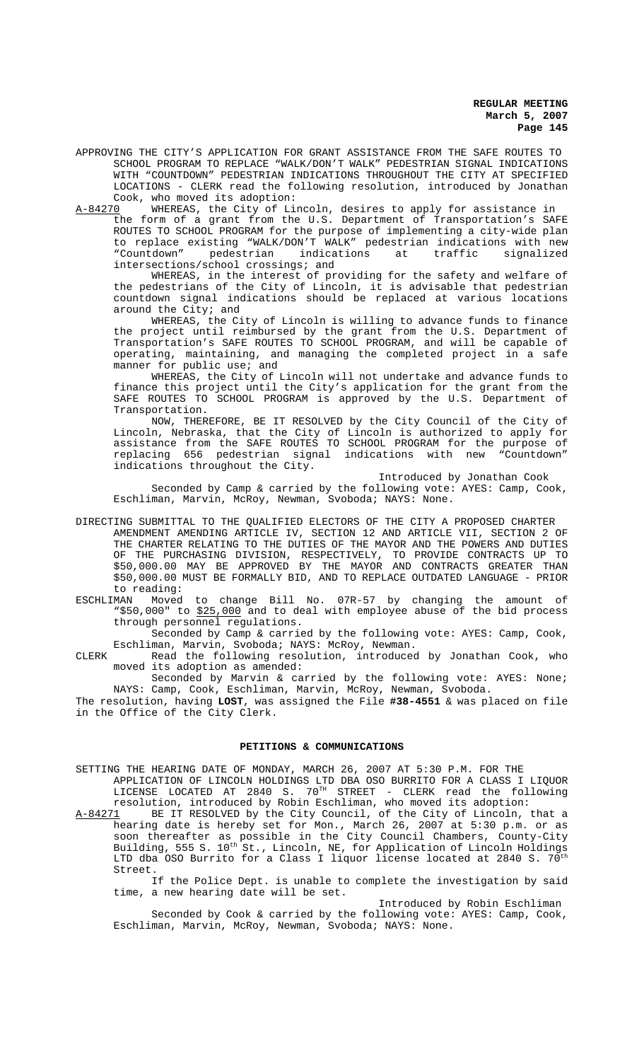APPROVING THE CITY'S APPLICATION FOR GRANT ASSISTANCE FROM THE SAFE ROUTES TO SCHOOL PROGRAM TO REPLACE "WALK/DON'T WALK" PEDESTRIAN SIGNAL INDICATIONS WITH "COUNTDOWN" PEDESTRIAN INDICATIONS THROUGHOUT THE CITY AT SPECIFIED LOCATIONS - CLERK read the following resolution, introduced by Jonathan Cook, who moved its adoption:

A-84270 WHEREAS, the City of Lincoln, desires to apply for assistance in the form of a grant from the U.S. Department of Transportation's SAFE ROUTES TO SCHOOL PROGRAM for the purpose of implementing a city-wide plan to replace existing "WALK/DON'T WALK" pedestrian indications with new "Countdown" pedestrian indications at traffic signalized intersections/school crossings; and

WHEREAS, in the interest of providing for the safety and welfare of the pedestrians of the City of Lincoln, it is advisable that pedestrian countdown signal indications should be replaced at various locations around the City; and

WHEREAS, the City of Lincoln is willing to advance funds to finance the project until reimbursed by the grant from the U.S. Department of Transportation's SAFE ROUTES TO SCHOOL PROGRAM, and will be capable of operating, maintaining, and managing the completed project in a safe manner for public use; and

WHEREAS, the City of Lincoln will not undertake and advance funds to finance this project until the City's application for the grant from the SAFE ROUTES TO SCHOOL PROGRAM is approved by the U.S. Department of Transportation.

NOW, THEREFORE, BE IT RESOLVED by the City Council of the City of Lincoln, Nebraska, that the City of Lincoln is authorized to apply for assistance from the SAFE ROUTES TO SCHOOL PROGRAM for the purpose of replacing 656 pedestrian signal indications with new "Countdown" indications throughout the City.

Introduced by Jonathan Cook

Seconded by Camp & carried by the following vote: AYES: Camp, Cook, Eschliman, Marvin, McRoy, Newman, Svoboda; NAYS: None.

DIRECTING SUBMITTAL TO THE QUALIFIED ELECTORS OF THE CITY A PROPOSED CHARTER AMENDMENT AMENDING ARTICLE IV, SECTION 12 AND ARTICLE VII, SECTION 2 OF THE CHARTER RELATING TO THE DUTIES OF THE MAYOR AND THE POWERS AND DUTIES OF THE PURCHASING DIVISION, RESPECTIVELY, TO PROVIDE CONTRACTS UP TO $50,000.00 MAY BE APPROVED BY THE MAYOR AND CONTRACTS GREATER THAN $50,000.00 MUST BE FORMALLY BID, AND TO REPLACE OUTDATED LANGUAGE - PRIOR to reading:

ESCHLIMAN Moved to change Bill No. 07R-57 by changing the amount of "$50,000" to $25,000 and to deal with employee abuse of the bid process through personnel regulations.

Seconded by Camp & carried by the following vote: AYES: Camp, Cook, Eschliman, Marvin, Svoboda; NAYS: McRoy, Newman.

CLERK Read the following resolution, introduced by Jonathan Cook, who moved its adoption as amended:

Seconded by Marvin & carried by the following vote: AYES: None; NAYS: Camp, Cook, Eschliman, Marvin, McRoy, Newman, Svoboda.

The resolution, having **LOST**, was assigned the File **#38-4551** & was placed on file in the Office of the City Clerk.

## PETITIONS & COMMUNICATIONS

SETTING THE HEARING DATE OF MONDAY, MARCH 26, 2007 AT 5:30 P.M. FOR THE APPLICATION OF LINCOLN HOLDINGS LTD DBA OSO BURRITO FOR A CLASS I LIQUOR LICENSE LOCATED AT 2840 S. 70TH STREET - CLERK read the following resolution, introduced by Robin Eschliman, who moved its adoption:

A-84271 BE IT RESOLVED by the City Council, of the City of Lincoln, that a hearing date is hereby set for Mon., March 26, 2007 at 5:30 p.m. or as soon thereafter as possible in the City Council Chambers, County-City Building, 555 S. 10th St., Lincoln, NE, for Application of Lincoln Holdings LTD dba OSO Burrito for a Class I liquor license located at 2840 S. 70th Street.

If the Police Dept. is unable to complete the investigation by said time, a new hearing date will be set.

Introduced by Robin Eschliman

Seconded by Cook & carried by the following vote: AYES: Camp, Cook, Eschliman, Marvin, McRoy, Newman, Svoboda; NAYS: None.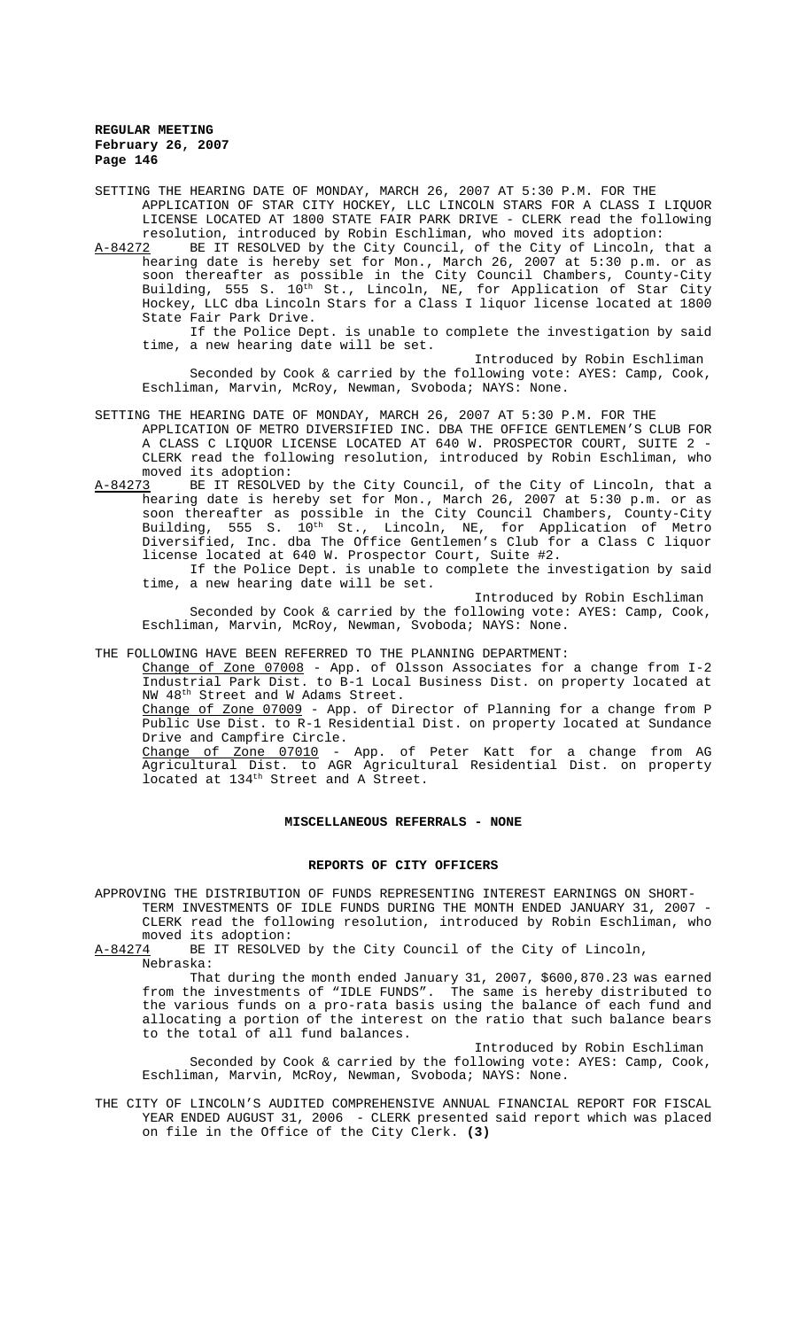SETTING THE HEARING DATE OF MONDAY, MARCH 26, 2007 AT 5:30 P.M. FOR THE APPLICATION OF STAR CITY HOCKEY, LLC LINCOLN STARS FOR A CLASS I LIQUOR LICENSE LOCATED AT 1800 STATE FAIR PARK DRIVE - CLERK read the following resolution, introduced by Robin Eschliman, who moved its adoption:

A-84272 BE IT RESOLVED by the City Council, of the City of Lincoln, that a hearing date is hereby set for Mon., March 26, 2007 at 5:30 p.m. or as soon thereafter as possible in the City Council Chambers, County-City Building, 555 S. 10th St., Lincoln, NE, for Application of Star City Hockey, LLC dba Lincoln Stars for a Class I liquor license located at 1800 State Fair Park Drive.

If the Police Dept. is unable to complete the investigation by said time, a new hearing date will be set.

Introduced by Robin Eschliman

Seconded by Cook & carried by the following vote: AYES: Camp, Cook, Eschliman, Marvin, McRoy, Newman, Svoboda; NAYS: None.

SETTING THE HEARING DATE OF MONDAY, MARCH 26, 2007 AT 5:30 P.M. FOR THE APPLICATION OF METRO DIVERSIFIED INC. DBA THE OFFICE GENTLEMEN'S CLUB FOR A CLASS C LIQUOR LICENSE LOCATED AT 640 W. PROSPECTOR COURT, SUITE 2 - CLERK read the following resolution, introduced by Robin Eschliman, who moved its adoption:

A-84273 BE IT RESOLVED by the City Council, of the City of Lincoln, that a hearing date is hereby set for Mon., March 26, 2007 at 5:30 p.m. or as soon thereafter as possible in the City Council Chambers, County-City Building, 555 S. 10th St., Lincoln, NE, for Application of Metro Diversified, Inc. dba The Office Gentlemen's Club for a Class C liquor license located at 640 W. Prospector Court, Suite #2.

If the Police Dept. is unable to complete the investigation by said time, a new hearing date will be set.

Introduced by Robin Eschliman

Seconded by Cook & carried by the following vote: AYES: Camp, Cook, Eschliman, Marvin, McRoy, Newman, Svoboda; NAYS: None.

THE FOLLOWING HAVE BEEN REFERRED TO THE PLANNING DEPARTMENT:

Change of Zone 07008 - App. of Olsson Associates for a change from I-2 Industrial Park Dist. to B-1 Local Business Dist. on property located at NW 48th Street and W Adams Street.

Change of Zone 07009 - App. of Director of Planning for a change from P Public Use Dist. to R-1 Residential Dist. on property located at Sundance Drive and Campfire Circle.

Change of Zone 07010 - App. of Peter Katt for a change from AG Agricultural Dist. to AGR Agricultural Residential Dist. on property located at 134th Street and A Street.

## MISCELLANEOUS REFERRALS - NONE

## REPORTS OF CITY OFFICERS

APPROVING THE DISTRIBUTION OF FUNDS REPRESENTING INTEREST EARNINGS ON SHORT-TERM INVESTMENTS OF IDLE FUNDS DURING THE MONTH ENDED JANUARY 31, 2007 - CLERK read the following resolution, introduced by Robin Eschliman, who moved its adoption:

A-84274 BE IT RESOLVED by the City Council of the City of Lincoln, Nebraska:

That during the month ended January 31, 2007, $600,870.23 was earned from the investments of "IDLE FUNDS". The same is hereby distributed to the various funds on a pro-rata basis using the balance of each fund and allocating a portion of the interest on the ratio that such balance bears to the total of all fund balances.

Introduced by Robin Eschliman

Seconded by Cook & carried by the following vote: AYES: Camp, Cook, Eschliman, Marvin, McRoy, Newman, Svoboda; NAYS: None.

THE CITY OF LINCOLN'S AUDITED COMPREHENSIVE ANNUAL FINANCIAL REPORT FOR FISCAL YEAR ENDED AUGUST 31, 2006 - CLERK presented said report which was placed on file in the Office of the City Clerk. **(3)**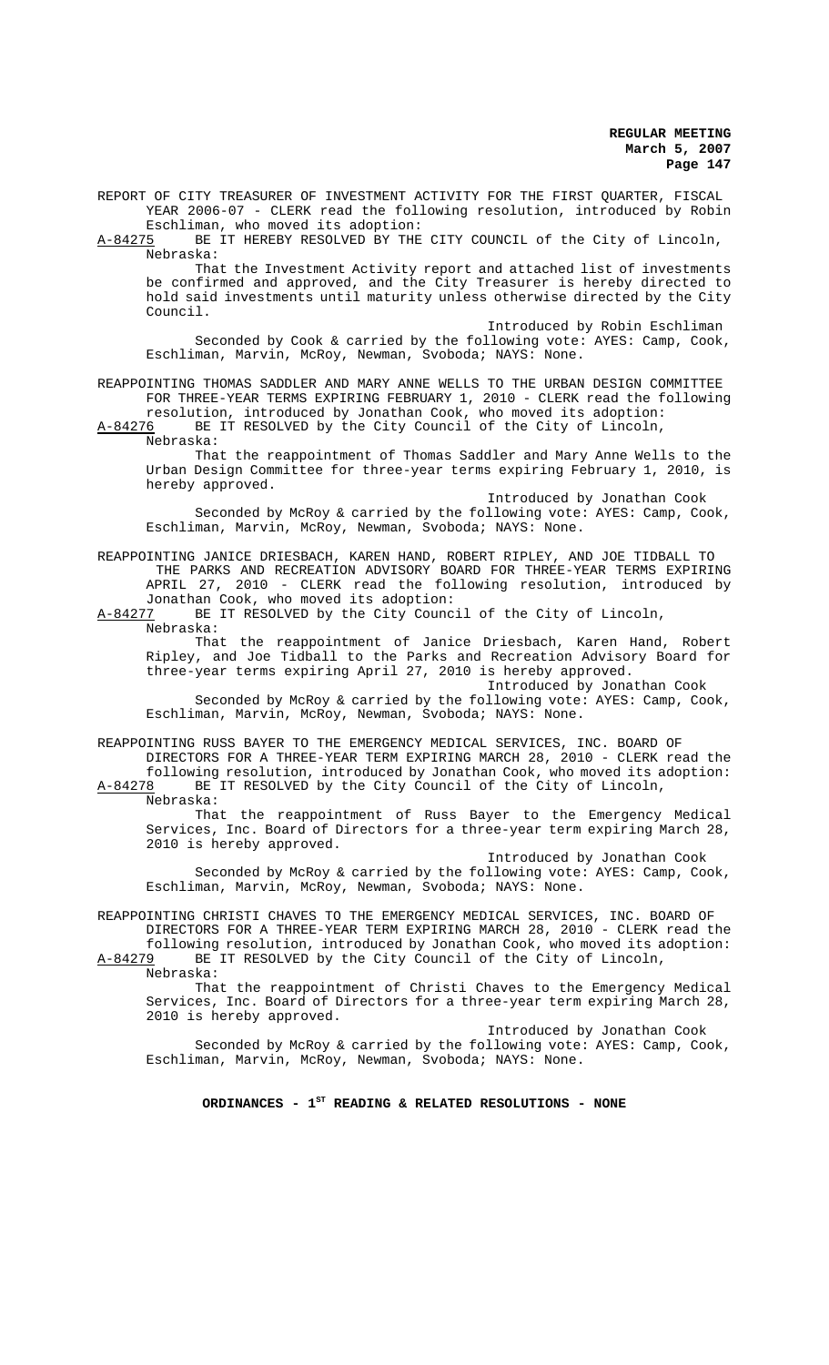REPORT OF CITY TREASURER OF INVESTMENT ACTIVITY FOR THE FIRST QUARTER, FISCAL YEAR 2006-07 - CLERK read the following resolution, introduced by Robin Eschliman, who moved its adoption:

A-84275 BE IT HEREBY RESOLVED BY THE CITY COUNCIL of the City of Lincoln, Nebraska:

That the Investment Activity report and attached list of investments be confirmed and approved, and the City Treasurer is hereby directed to hold said investments until maturity unless otherwise directed by the City Council.

Introduced by Robin Eschliman

Seconded by Cook & carried by the following vote: AYES: Camp, Cook, Eschliman, Marvin, McRoy, Newman, Svoboda; NAYS: None.

REAPPOINTING THOMAS SADDLER AND MARY ANNE WELLS TO THE URBAN DESIGN COMMITTEE FOR THREE-YEAR TERMS EXPIRING FEBRUARY 1, 2010 - CLERK read the following resolution, introduced by Jonathan Cook, who moved its adoption:

A-84276 BE IT RESOLVED by the City Council of the City of Lincoln, Nebraska:

That the reappointment of Thomas Saddler and Mary Anne Wells to the Urban Design Committee for three-year terms expiring February 1, 2010, is hereby approved.

Introduced by Jonathan Cook

Seconded by McRoy & carried by the following vote: AYES: Camp, Cook, Eschliman, Marvin, McRoy, Newman, Svoboda; NAYS: None.

REAPPOINTING JANICE DRIESBACH, KAREN HAND, ROBERT RIPLEY, AND JOE TIDBALL TO THE PARKS AND RECREATION ADVISORY BOARD FOR THREE-YEAR TERMS EXPIRING APRIL 27, 2010 - CLERK read the following resolution, introduced by Jonathan Cook, who moved its adoption:

A-84277 BE IT RESOLVED by the City Council of the City of Lincoln, Nebraska:

That the reappointment of Janice Driesbach, Karen Hand, Robert Ripley, and Joe Tidball to the Parks and Recreation Advisory Board for three-year terms expiring April 27, 2010 is hereby approved.

Introduced by Jonathan Cook

Seconded by McRoy & carried by the following vote: AYES: Camp, Cook, Eschliman, Marvin, McRoy, Newman, Svoboda; NAYS: None.

REAPPOINTING RUSS BAYER TO THE EMERGENCY MEDICAL SERVICES, INC. BOARD OF DIRECTORS FOR A THREE-YEAR TERM EXPIRING MARCH 28, 2010 - CLERK read the following resolution, introduced by Jonathan Cook, who moved its adoption:

A-84278 BE IT RESOLVED by the City Council of the City of Lincoln, Nebraska:

That the reappointment of Russ Bayer to the Emergency Medical Services, Inc. Board of Directors for a three-year term expiring March 28, 2010 is hereby approved.

Introduced by Jonathan Cook

Seconded by McRoy & carried by the following vote: AYES: Camp, Cook, Eschliman, Marvin, McRoy, Newman, Svoboda; NAYS: None.

REAPPOINTING CHRISTI CHAVES TO THE EMERGENCY MEDICAL SERVICES, INC. BOARD OF DIRECTORS FOR A THREE-YEAR TERM EXPIRING MARCH 28, 2010 - CLERK read the following resolution, introduced by Jonathan Cook, who moved its adoption:

A-84279 BE IT RESOLVED by the City Council of the City of Lincoln, Nebraska:

That the reappointment of Christi Chaves to the Emergency Medical Services, Inc. Board of Directors for a three-year term expiring March 28, 2010 is hereby approved.

Introduced by Jonathan Cook

Seconded by McRoy & carried by the following vote: AYES: Camp, Cook, Eschliman, Marvin, McRoy, Newman, Svoboda; NAYS: None.

**ORDINANCES - 1ST READING & RELATED RESOLUTIONS - NONE**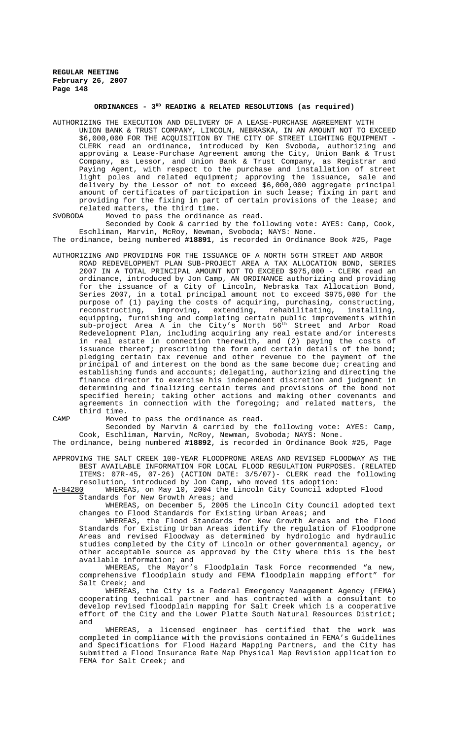## ORDINANCES - 3[RD] READING & RELATED RESOLUTIONS (as required)

AUTHORIZING THE EXECUTION AND DELIVERY OF A LEASE-PURCHASE AGREEMENT WITH UNION BANK & TRUST COMPANY, LINCOLN, NEBRASKA, IN AN AMOUNT NOT TO EXCEED $6,000,000 FOR THE ACQUISITION BY THE CITY OF STREET LIGHTING EQUIPMENT - CLERK read an ordinance, introduced by Ken Svoboda, authorizing and approving a Lease-Purchase Agreement among the City, Union Bank & Trust Company, as Lessor, and Union Bank & Trust Company, as Registrar and Paying Agent, with respect to the purchase and installation of street light poles and related equipment; approving the issuance, sale and delivery by the Lessor of not to exceed $6,000,000 aggregate principal amount of certificates of participation in such lease; fixing in part and providing for the fixing in part of certain provisions of the lease; and related matters, the third time.

SVOBODA Moved to pass the ordinance as read.

Seconded by Cook & carried by the following vote: AYES: Camp, Cook, Eschliman, Marvin, McRoy, Newman, Svoboda; NAYS: None.

The ordinance, being numbered **#18891**, is recorded in Ordinance Book #25, Page

AUTHORIZING AND PROVIDING FOR THE ISSUANCE OF A NORTH 56TH STREET AND ARBOR ROAD REDEVELOPMENT PLAN SUB-PROJECT AREA A TAX ALLOCATION BOND, SERIES 2007 IN A TOTAL PRINCIPAL AMOUNT NOT TO EXCEED $975,000 - CLERK read an ordinance, introduced by Jon Camp, AN ORDINANCE authorizing and providing for the issuance of a City of Lincoln, Nebraska Tax Allocation Bond, Series 2007, in a total principal amount not to exceed $975,000 for the purpose of (1) paying the costs of acquiring, purchasing, constructing, reconstructing, improving, extending, rehabilitating, installing, equipping, furnishing and completing certain public improvements within sub-project Area A in the City's North 56[th] Street and Arbor Road Redevelopment Plan, including acquiring any real estate and/or interests in real estate in connection therewith, and (2) paying the costs of issuance thereof; prescribing the form and certain details of the bond; pledging certain tax revenue and other revenue to the payment of the principal of and interest on the bond as the same become due; creating and establishing funds and accounts; delegating, authorizing and directing the finance director to exercise his independent discretion and judgment in determining and finalizing certain terms and provisions of the bond not specified herein; taking other actions and making other covenants and agreements in connection with the foregoing; and related matters, the third time.

CAMP Moved to pass the ordinance as read.

Seconded by Marvin & carried by the following vote: AYES: Camp, Cook, Eschliman, Marvin, McRoy, Newman, Svoboda; NAYS: None.

The ordinance, being numbered **#18892**, is recorded in Ordinance Book #25, Page

APPROVING THE SALT CREEK 100-YEAR FLOODPRONE AREAS AND REVISED FLOODWAY AS THE BEST AVAILABLE INFORMATION FOR LOCAL FLOOD REGULATION PURPOSES. (RELATED ITEMS: 07R-45, 07-26) (ACTION DATE: 3/5/07)- CLERK read the following resolution, introduced by Jon Camp, who moved its adoption:

A-84280 WHEREAS, on May 10, 2004 the Lincoln City Council adopted Flood Standards for New Growth Areas; and

WHEREAS, on December 5, 2005 the Lincoln City Council adopted text changes to Flood Standards for Existing Urban Areas; and

WHEREAS, the Flood Standards for New Growth Areas and the Flood Standards for Existing Urban Areas identify the regulation of Floodprone Areas and revised Floodway as determined by hydrologic and hydraulic studies completed by the City of Lincoln or other governmental agency, or other acceptable source as approved by the City where this is the best available information; and

WHEREAS, the Mayor's Floodplain Task Force recommended "a new, comprehensive floodplain study and FEMA floodplain mapping effort" for Salt Creek; and

WHEREAS, the City is a Federal Emergency Management Agency (FEMA) cooperating technical partner and has contracted with a consultant to develop revised floodplain mapping for Salt Creek which is a cooperative effort of the City and the Lower Platte South Natural Resources District; and

WHEREAS, a licensed engineer has certified that the work was completed in compliance with the provisions contained in FEMA's Guidelines and Specifications for Flood Hazard Mapping Partners, and the City has submitted a Flood Insurance Rate Map Physical Map Revision application to FEMA for Salt Creek; and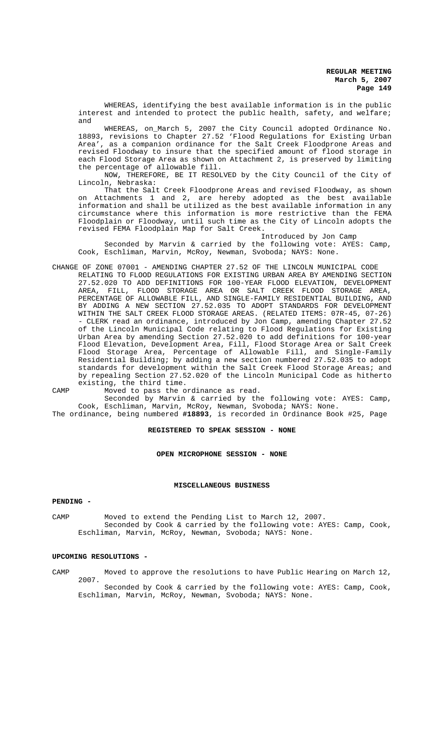WHEREAS, identifying the best available information is in the public interest and intended to protect the public health, safety, and welfare; and

WHEREAS, on_March 5, 2007 the City Council adopted Ordinance No. 18893, revisions to Chapter 27.52 'Flood Regulations for Existing Urban Area', as a companion ordinance for the Salt Creek Floodprone Areas and revised Floodway to insure that the specified amount of flood storage in each Flood Storage Area as shown on Attachment 2, is preserved by limiting the percentage of allowable fill.

NOW, THEREFORE, BE IT RESOLVED by the City Council of the City of Lincoln, Nebraska:

That the Salt Creek Floodprone Areas and revised Floodway, as shown on Attachments 1 and 2, are hereby adopted as the best available information and shall be utilized as the best available information in any circumstance where this information is more restrictive than the FEMA Floodplain or Floodway, until such time as the City of Lincoln adopts the revised FEMA Floodplain Map for Salt Creek.

Introduced by Jon Camp

Seconded by Marvin & carried by the following vote: AYES: Camp, Cook, Eschliman, Marvin, McRoy, Newman, Svoboda; NAYS: None.

CHANGE OF ZONE 07001 - AMENDING CHAPTER 27.52 OF THE LINCOLN MUNICIPAL CODE RELATING TO FLOOD REGULATIONS FOR EXISTING URBAN AREA BY AMENDING SECTION 27.52.020 TO ADD DEFINITIONS FOR 100-YEAR FLOOD ELEVATION, DEVELOPMENT AREA, FILL, FLOOD STORAGE AREA OR SALT CREEK FLOOD STORAGE AREA, PERCENTAGE OF ALLOWABLE FILL, AND SINGLE-FAMILY RESIDENTIAL BUILDING, AND BY ADDING A NEW SECTION 27.52.035 TO ADOPT STANDARDS FOR DEVELOPMENT WITHIN THE SALT CREEK FLOOD STORAGE AREAS. (RELATED ITEMS: 07R-45, 07-26) - CLERK read an ordinance, introduced by Jon Camp, amending Chapter 27.52 of the Lincoln Municipal Code relating to Flood Regulations for Existing Urban Area by amending Section 27.52.020 to add definitions for 100-year Flood Elevation, Development Area, Fill, Flood Storage Area or Salt Creek Flood Storage Area, Percentage of Allowable Fill, and Single-Family Residential Building; by adding a new section numbered 27.52.035 to adopt standards for development within the Salt Creek Flood Storage Areas; and by repealing Section 27.52.020 of the Lincoln Municipal Code as hitherto existing, the third time.

CAMP Moved to pass the ordinance as read.

Seconded by Marvin & carried by the following vote: AYES: Camp, Cook, Eschliman, Marvin, McRoy, Newman, Svoboda; NAYS: None.

The ordinance, being numbered **#18893**, is recorded in Ordinance Book #25, Page

**REGISTERED TO SPEAK SESSION - NONE**

**OPEN MICROPHONE SESSION - NONE**

**MISCELLANEOUS BUSINESS**

**PENDING -**

CAMP Moved to extend the Pending List to March 12, 2007.

Seconded by Cook & carried by the following vote: AYES: Camp, Cook, Eschliman, Marvin, McRoy, Newman, Svoboda; NAYS: None.

**UPCOMING RESOLUTIONS -**

CAMP Moved to approve the resolutions to have Public Hearing on March 12, 2007.

Seconded by Cook & carried by the following vote: AYES: Camp, Cook, Eschliman, Marvin, McRoy, Newman, Svoboda; NAYS: None.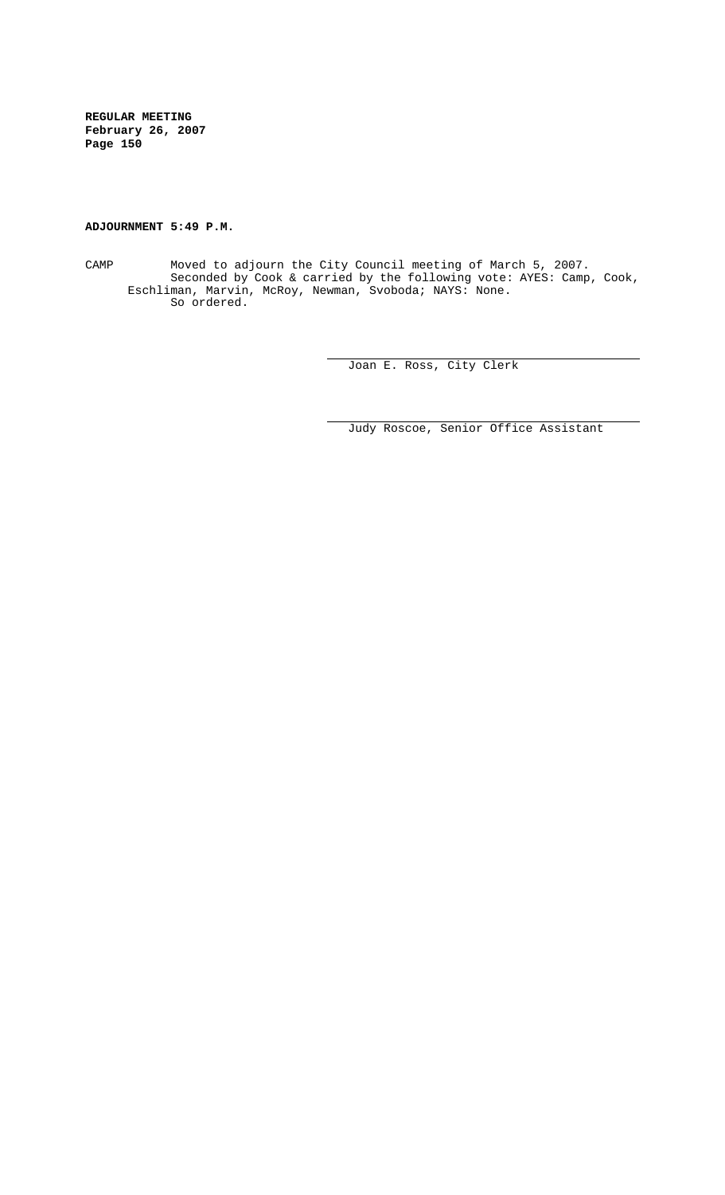**ADJOURNMENT 5:49 P.M.**

CAMP Moved to adjourn the City Council meeting of March 5, 2007.
Seconded by Cook & carried by the following vote: AYES: Camp, Cook, Eschliman, Marvin, McRoy, Newman, Svoboda; NAYS: None.
So ordered.

Joan E. Ross, City Clerk

Judy Roscoe, Senior Office Assistant